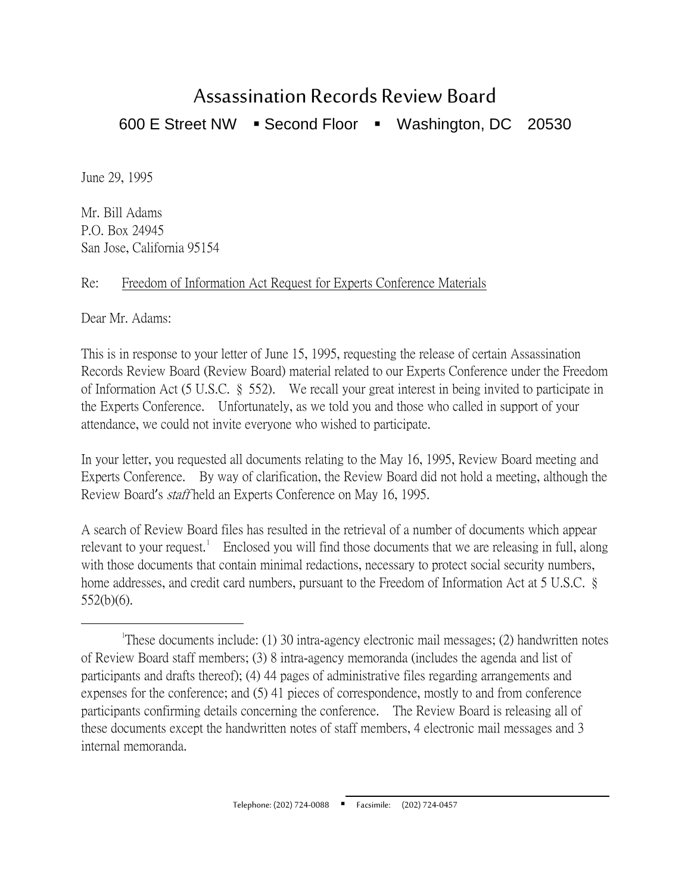# Assassination Records Review Board

600 E Street NW ▪ Second Floor ▪ Washington, DC 20530

June 29, 1995

Mr. Bill Adams
P.O. Box 24945
San Jose, California 95154

Re: Freedom of Information Act Request for Experts Conference Materials

Dear Mr. Adams:

This is in response to your letter of June 15, 1995, requesting the release of certain Assassination Records Review Board (Review Board) material related to our Experts Conference under the Freedom of Information Act (5 U.S.C. § 552). We recall your great interest in being invited to participate in the Experts Conference. Unfortunately, as we told you and those who called in support of your attendance, we could not invite everyone who wished to participate.

In your letter, you requested all documents relating to the May 16, 1995, Review Board meeting and Experts Conference. By way of clarification, the Review Board did not hold a meeting, although the Review Board's *staff* held an Experts Conference on May 16, 1995.

A search of Review Board files has resulted in the retrieval of a number of documents which appear relevant to your request.[1] Enclosed you will find those documents that we are releasing in full, along with those documents that contain minimal redactions, necessary to protect social security numbers, home addresses, and credit card numbers, pursuant to the Freedom of Information Act at 5 U.S.C. § 552(b)(6).

---

[1] These documents include: (1) 30 intra-agency electronic mail messages; (2) handwritten notes of Review Board staff members; (3) 8 intra-agency memoranda (includes the agenda and list of participants and drafts thereof); (4) 44 pages of administrative files regarding arrangements and expenses for the conference; and (5) 41 pieces of correspondence, mostly to and from conference participants confirming details concerning the conference. The Review Board is releasing all of these documents except the handwritten notes of staff members, 4 electronic mail messages and 3 internal memoranda.

Telephone: (202) 724-0088 ▪ Facsimile: (202) 724-0457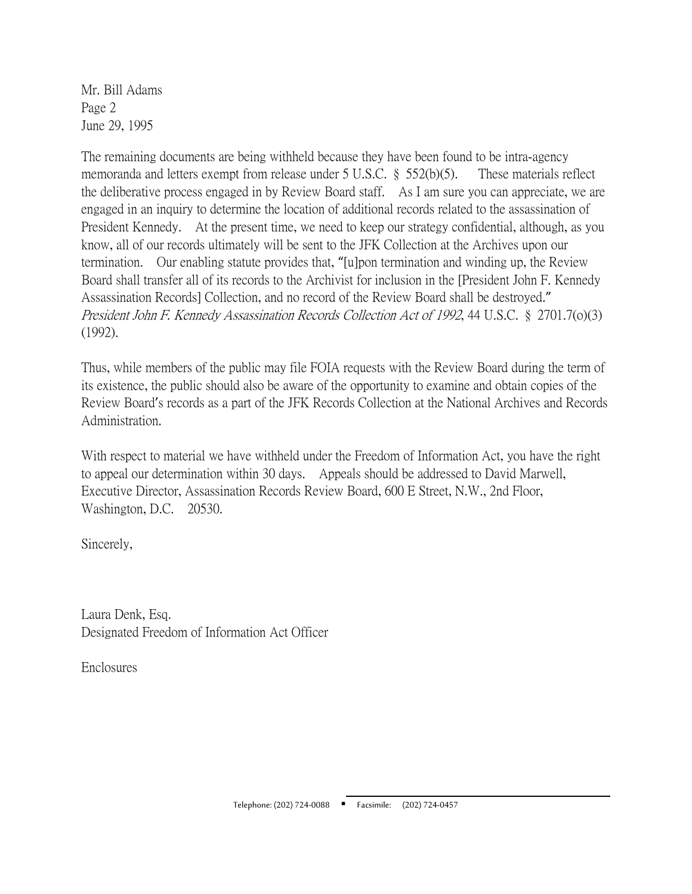Mr. Bill Adams
Page 2
June 29, 1995

The remaining documents are being withheld because they have been found to be intra-agency memoranda and letters exempt from release under 5 U.S.C. § 552(b)(5). These materials reflect the deliberative process engaged in by Review Board staff. As I am sure you can appreciate, we are engaged in an inquiry to determine the location of additional records related to the assassination of President Kennedy. At the present time, we need to keep our strategy confidential, although, as you know, all of our records ultimately will be sent to the JFK Collection at the Archives upon our termination. Our enabling statute provides that, "[u]pon termination and winding up, the Review Board shall transfer all of its records to the Archivist for inclusion in the [President John F. Kennedy Assassination Records] Collection, and no record of the Review Board shall be destroyed." *President John F. Kennedy Assassination Records Collection Act of 1992*, 44 U.S.C. § 2701.7(o)(3) (1992).

Thus, while members of the public may file FOIA requests with the Review Board during the term of its existence, the public should also be aware of the opportunity to examine and obtain copies of the Review Board's records as a part of the JFK Records Collection at the National Archives and Records Administration.

With respect to material we have withheld under the Freedom of Information Act, you have the right to appeal our determination within 30 days. Appeals should be addressed to David Marwell, Executive Director, Assassination Records Review Board, 600 E Street, N.W., 2nd Floor, Washington, D.C. 20530.

Sincerely,

Laura Denk, Esq.
Designated Freedom of Information Act Officer

Enclosures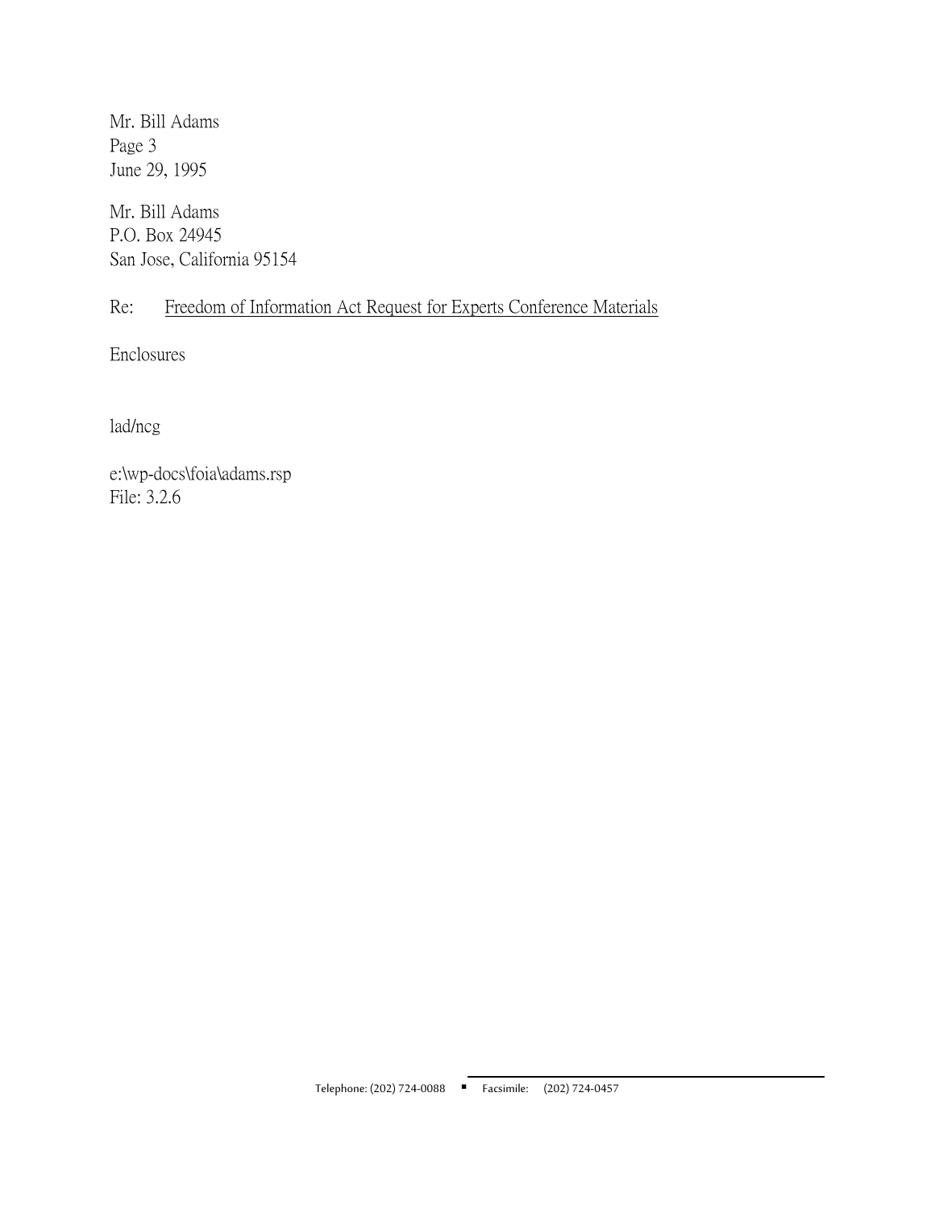Mr. Bill Adams
P.O. Box 24945
San Jose, California 95154

Re: Freedom of Information Act Request for Experts Conference Materials

Enclosures

lad/ncg

e:\wp-docs\foia\adams.rsp
File: 3.2.6